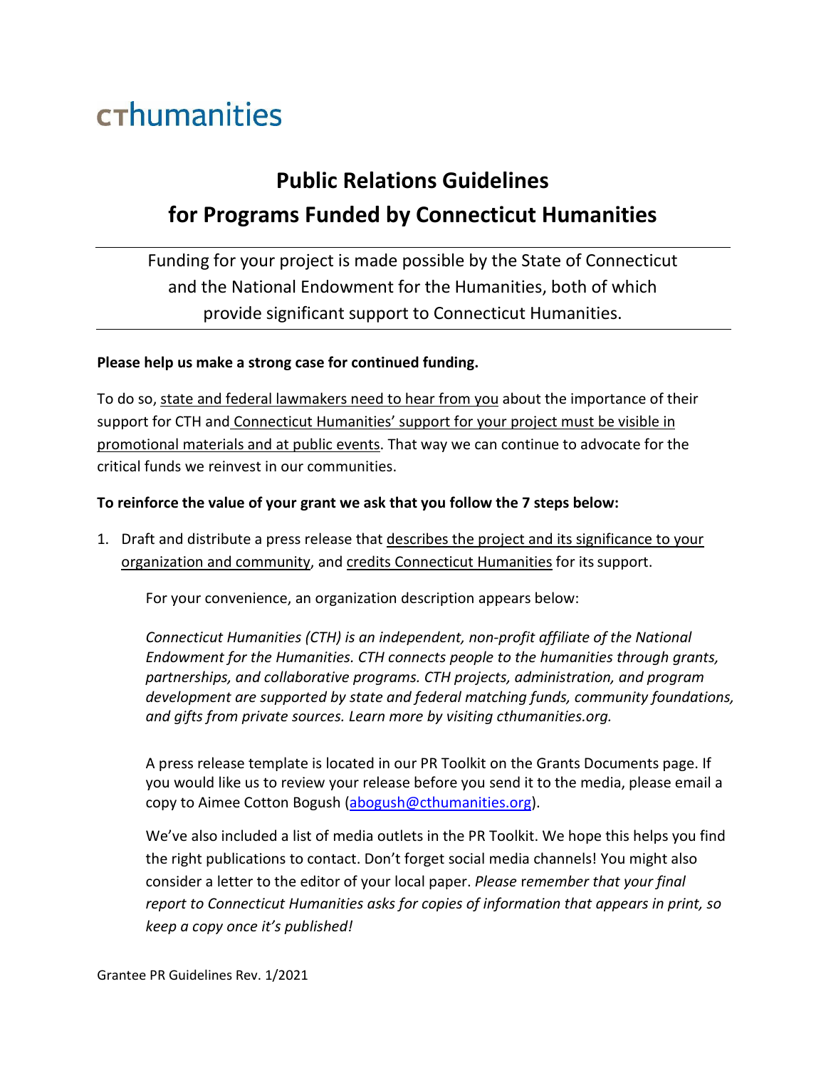cthumanities

# Public Relations Guidelines for Programs Funded by Connecticut Humanities

Funding for your project is made possible by the State of Connecticut and the National Endowment for the Humanities, both of which provide significant support to Connecticut Humanities.

**Please help us make a strong case for continued funding.**

To do so, state and federal lawmakers need to hear from you about the importance of their support for CTH and Connecticut Humanities' support for your project must be visible in promotional materials and at public events. That way we can continue to advocate for the critical funds we reinvest in our communities.

**To reinforce the value of your grant we ask that you follow the 7 steps below:**

1. Draft and distribute a press release that describes the project and its significance to your organization and community, and credits Connecticut Humanities for its support.

   For your convenience, an organization description appears below:

   *Connecticut Humanities (CTH) is an independent, non-profit affiliate of the National Endowment for the Humanities. CTH connects people to the humanities through grants, partnerships, and collaborative programs. CTH projects, administration, and program development are supported by state and federal matching funds, community foundations, and gifts from private sources. Learn more by visiting cthumanities.org.*

   A press release template is located in our PR Toolkit on the Grants Documents page. If you would like us to review your release before you send it to the media, please email a copy to Aimee Cotton Bogush (abogush@cthumanities.org).

   We've also included a list of media outlets in the PR Toolkit. We hope this helps you find the right publications to contact. Don't forget social media channels! You might also consider a letter to the editor of your local paper. *Please remember that your final report to Connecticut Humanities asks for copies of information that appears in print, so keep a copy once it's published!*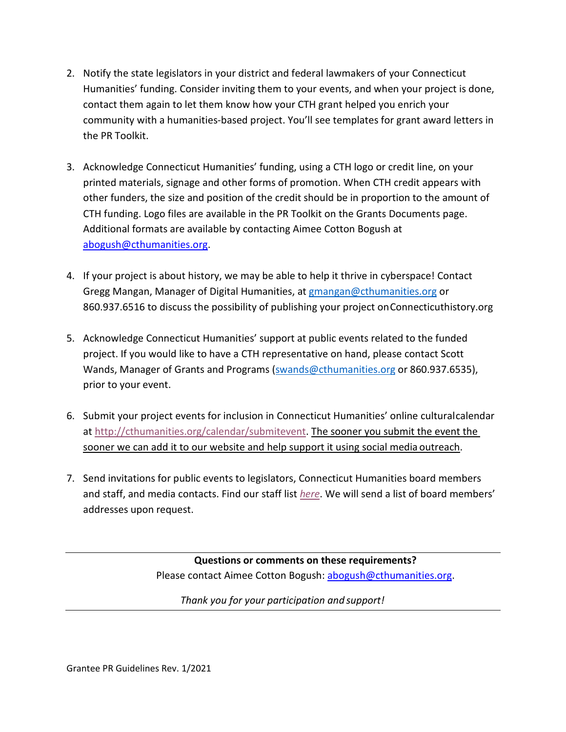2. Notify the state legislators in your district and federal lawmakers of your Connecticut Humanities' funding. Consider inviting them to your events, and when your project is done, contact them again to let them know how your CTH grant helped you enrich your community with a humanities-based project. You'll see templates for grant award letters in the PR Toolkit.

3. Acknowledge Connecticut Humanities' funding, using a CTH logo or credit line, on your printed materials, signage and other forms of promotion. When CTH credit appears with other funders, the size and position of the credit should be in proportion to the amount of CTH funding. Logo files are available in the PR Toolkit on the Grants Documents page. Additional formats are available by contacting Aimee Cotton Bogush at abogush@cthumanities.org.

4. If your project is about history, we may be able to help it thrive in cyberspace! Contact Gregg Mangan, Manager of Digital Humanities, at gmangan@cthumanities.org or 860.937.6516 to discuss the possibility of publishing your project on Connecticuthistory.org

5. Acknowledge Connecticut Humanities' support at public events related to the funded project. If you would like to have a CTH representative on hand, please contact Scott Wands, Manager of Grants and Programs (swands@cthumanities.org or 860.937.6535), prior to your event.

6. Submit your project events for inclusion in Connecticut Humanities' online cultural calendar at http://cthumanities.org/calendar/submitevent. The sooner you submit the event the sooner we can add it to our website and help support it using social media outreach.

7. Send invitations for public events to legislators, Connecticut Humanities board members and staff, and media contacts. Find our staff list *here*. We will send a list of board members' addresses upon request.

---

**Questions or comments on these requirements?**

Please contact Aimee Cotton Bogush: abogush@cthumanities.org.

*Thank you for your participation and support!*

---

Grantee PR Guidelines Rev. 1/2021